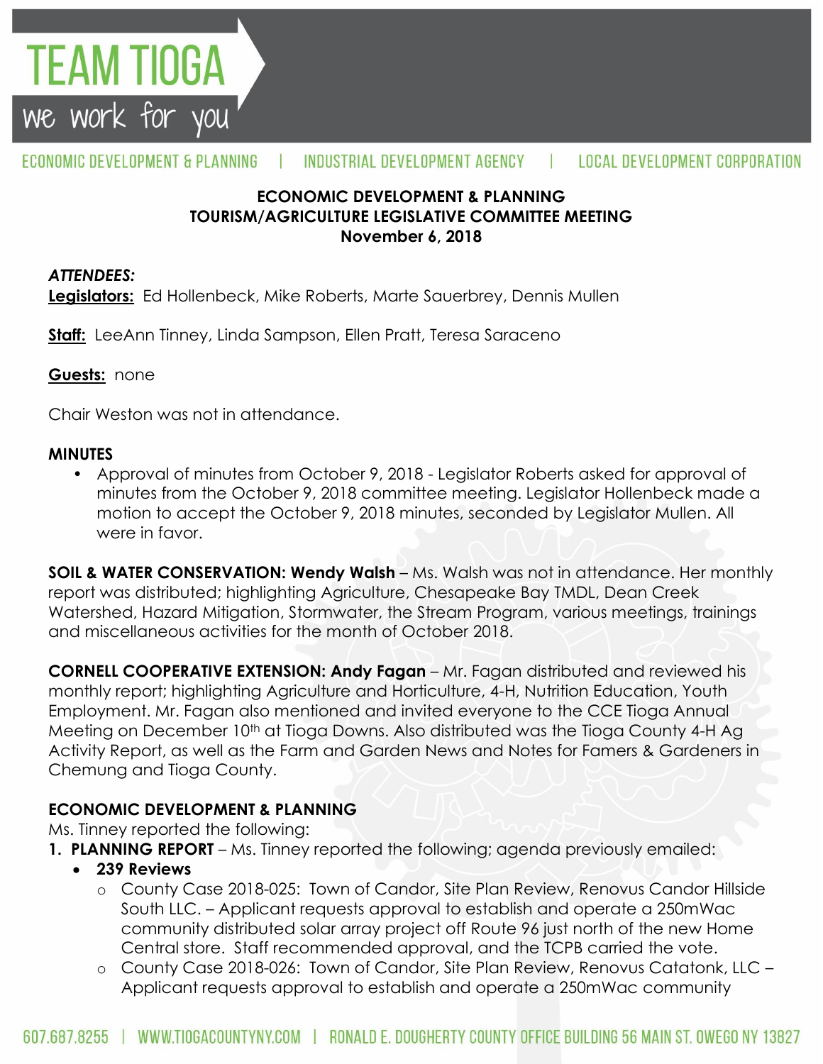TEAM TIOGA

we work for you

ECONOMIC DEVELOPMENT & PLANNING | INDUSTRIAL DEVELOPMENT AGENCY | LOCAL DEVELOPMENT CORPORATION

**ECONOMIC DEVELOPMENT & PLANNING**
**TOURISM/AGRICULTURE LEGISLATIVE COMMITTEE MEETING**
**November 6, 2018**

***ATTENDEES:***

**Legislators:** Ed Hollenbeck, Mike Roberts, Marte Sauerbrey, Dennis Mullen

**Staff:** LeeAnn Tinney, Linda Sampson, Ellen Pratt, Teresa Saraceno

**Guests:** none

Chair Weston was not in attendance.

**MINUTES**

- Approval of minutes from October 9, 2018 - Legislator Roberts asked for approval of minutes from the October 9, 2018 committee meeting. Legislator Hollenbeck made a motion to accept the October 9, 2018 minutes, seconded by Legislator Mullen. All were in favor.

**SOIL & WATER CONSERVATION: Wendy Walsh** – Ms. Walsh was not in attendance. Her monthly report was distributed; highlighting Agriculture, Chesapeake Bay TMDL, Dean Creek Watershed, Hazard Mitigation, Stormwater, the Stream Program, various meetings, trainings and miscellaneous activities for the month of October 2018.

**CORNELL COOPERATIVE EXTENSION: Andy Fagan** – Mr. Fagan distributed and reviewed his monthly report; highlighting Agriculture and Horticulture, 4-H, Nutrition Education, Youth Employment. Mr. Fagan also mentioned and invited everyone to the CCE Tioga Annual Meeting on December 10th at Tioga Downs. Also distributed was the Tioga County 4-H Ag Activity Report, as well as the Farm and Garden News and Notes for Famers & Gardeners in Chemung and Tioga County.

**ECONOMIC DEVELOPMENT & PLANNING**

Ms. Tinney reported the following:

1. **PLANNING REPORT** – Ms. Tinney reported the following; agenda previously emailed:
   - **239 Reviews**
     - County Case 2018-025: Town of Candor, Site Plan Review, Renovus Candor Hillside South LLC. – Applicant requests approval to establish and operate a 250mWac community distributed solar array project off Route 96 just north of the new Home Central store. Staff recommended approval, and the TCPB carried the vote.
     - County Case 2018-026: Town of Candor, Site Plan Review, Renovus Catatonk, LLC – Applicant requests approval to establish and operate a 250mWac community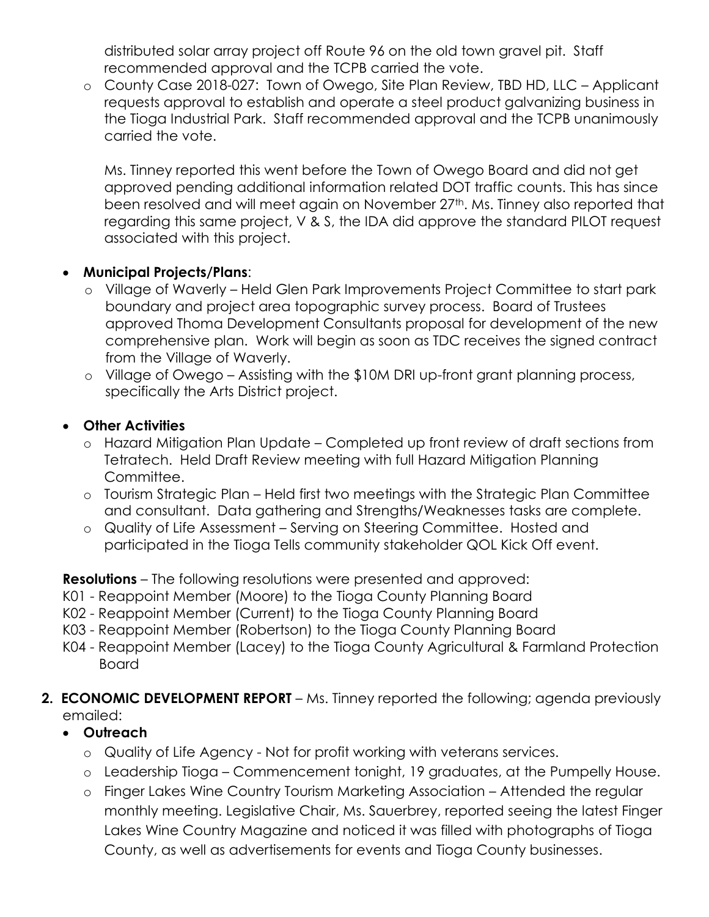distributed solar array project off Route 96 on the old town gravel pit. Staff recommended approval and the TCPB carried the vote.

- County Case 2018-027: Town of Owego, Site Plan Review, TBD HD, LLC – Applicant requests approval to establish and operate a steel product galvanizing business in the Tioga Industrial Park. Staff recommended approval and the TCPB unanimously carried the vote.

  Ms. Tinney reported this went before the Town of Owego Board and did not get approved pending additional information related DOT traffic counts. This has since been resolved and will meet again on November 27th. Ms. Tinney also reported that regarding this same project, V & S, the IDA did approve the standard PILOT request associated with this project.

- **Municipal Projects/Plans**:
  - Village of Waverly – Held Glen Park Improvements Project Committee to start park boundary and project area topographic survey process. Board of Trustees approved Thoma Development Consultants proposal for development of the new comprehensive plan. Work will begin as soon as TDC receives the signed contract from the Village of Waverly.
  - Village of Owego – Assisting with the $10M DRI up-front grant planning process, specifically the Arts District project.

- **Other Activities**
  - Hazard Mitigation Plan Update – Completed up front review of draft sections from Tetratech. Held Draft Review meeting with full Hazard Mitigation Planning Committee.
  - Tourism Strategic Plan – Held first two meetings with the Strategic Plan Committee and consultant. Data gathering and Strengths/Weaknesses tasks are complete.
  - Quality of Life Assessment – Serving on Steering Committee. Hosted and participated in the Tioga Tells community stakeholder QOL Kick Off event.

**Resolutions** – The following resolutions were presented and approved:

K01 - Reappoint Member (Moore) to the Tioga County Planning Board
K02 - Reappoint Member (Current) to the Tioga County Planning Board
K03 - Reappoint Member (Robertson) to the Tioga County Planning Board
K04 - Reappoint Member (Lacey) to the Tioga County Agricultural & Farmland Protection Board

2. **ECONOMIC DEVELOPMENT REPORT** – Ms. Tinney reported the following; agenda previously emailed:
   - **Outreach**
     - Quality of Life Agency - Not for profit working with veterans services.
     - Leadership Tioga – Commencement tonight, 19 graduates, at the Pumpelly House.
     - Finger Lakes Wine Country Tourism Marketing Association – Attended the regular monthly meeting. Legislative Chair, Ms. Sauerbrey, reported seeing the latest Finger Lakes Wine Country Magazine and noticed it was filled with photographs of Tioga County, as well as advertisements for events and Tioga County businesses.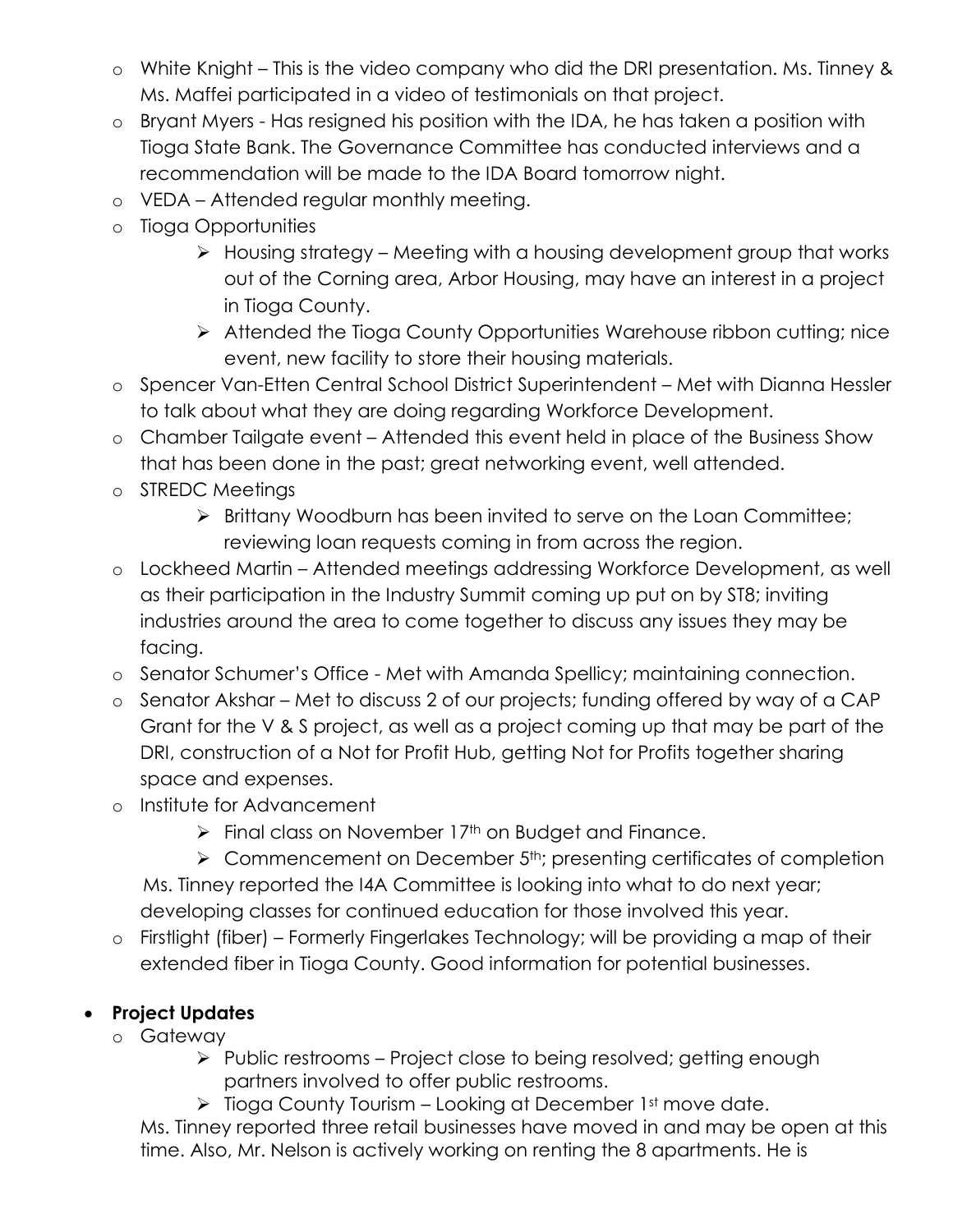- White Knight – This is the video company who did the DRI presentation. Ms. Tinney & Ms. Maffei participated in a video of testimonials on that project.
- Bryant Myers - Has resigned his position with the IDA, he has taken a position with Tioga State Bank. The Governance Committee has conducted interviews and a recommendation will be made to the IDA Board tomorrow night.
- VEDA – Attended regular monthly meeting.
- Tioga Opportunities
  - Housing strategy – Meeting with a housing development group that works out of the Corning area, Arbor Housing, may have an interest in a project in Tioga County.
  - Attended the Tioga County Opportunities Warehouse ribbon cutting; nice event, new facility to store their housing materials.
- Spencer Van-Etten Central School District Superintendent – Met with Dianna Hessler to talk about what they are doing regarding Workforce Development.
- Chamber Tailgate event – Attended this event held in place of the Business Show that has been done in the past; great networking event, well attended.
- STREDC Meetings
  - Brittany Woodburn has been invited to serve on the Loan Committee; reviewing loan requests coming in from across the region.
- Lockheed Martin – Attended meetings addressing Workforce Development, as well as their participation in the Industry Summit coming up put on by ST8; inviting industries around the area to come together to discuss any issues they may be facing.
- Senator Schumer's Office - Met with Amanda Spellicy; maintaining connection.
- Senator Akshar – Met to discuss 2 of our projects; funding offered by way of a CAP Grant for the V & S project, as well as a project coming up that may be part of the DRI, construction of a Not for Profit Hub, getting Not for Profits together sharing space and expenses.
- Institute for Advancement
  - Final class on November 17th on Budget and Finance.
  - Commencement on December 5th; presenting certificates of completion

  Ms. Tinney reported the I4A Committee is looking into what to do next year; developing classes for continued education for those involved this year.
- Firstlight (fiber) – Formerly Fingerlakes Technology; will be providing a map of their extended fiber in Tioga County. Good information for potential businesses.

- **Project Updates**
  - Gateway
    - Public restrooms – Project close to being resolved; getting enough partners involved to offer public restrooms.
    - Tioga County Tourism – Looking at December 1st move date.

    Ms. Tinney reported three retail businesses have moved in and may be open at this time. Also, Mr. Nelson is actively working on renting the 8 apartments. He is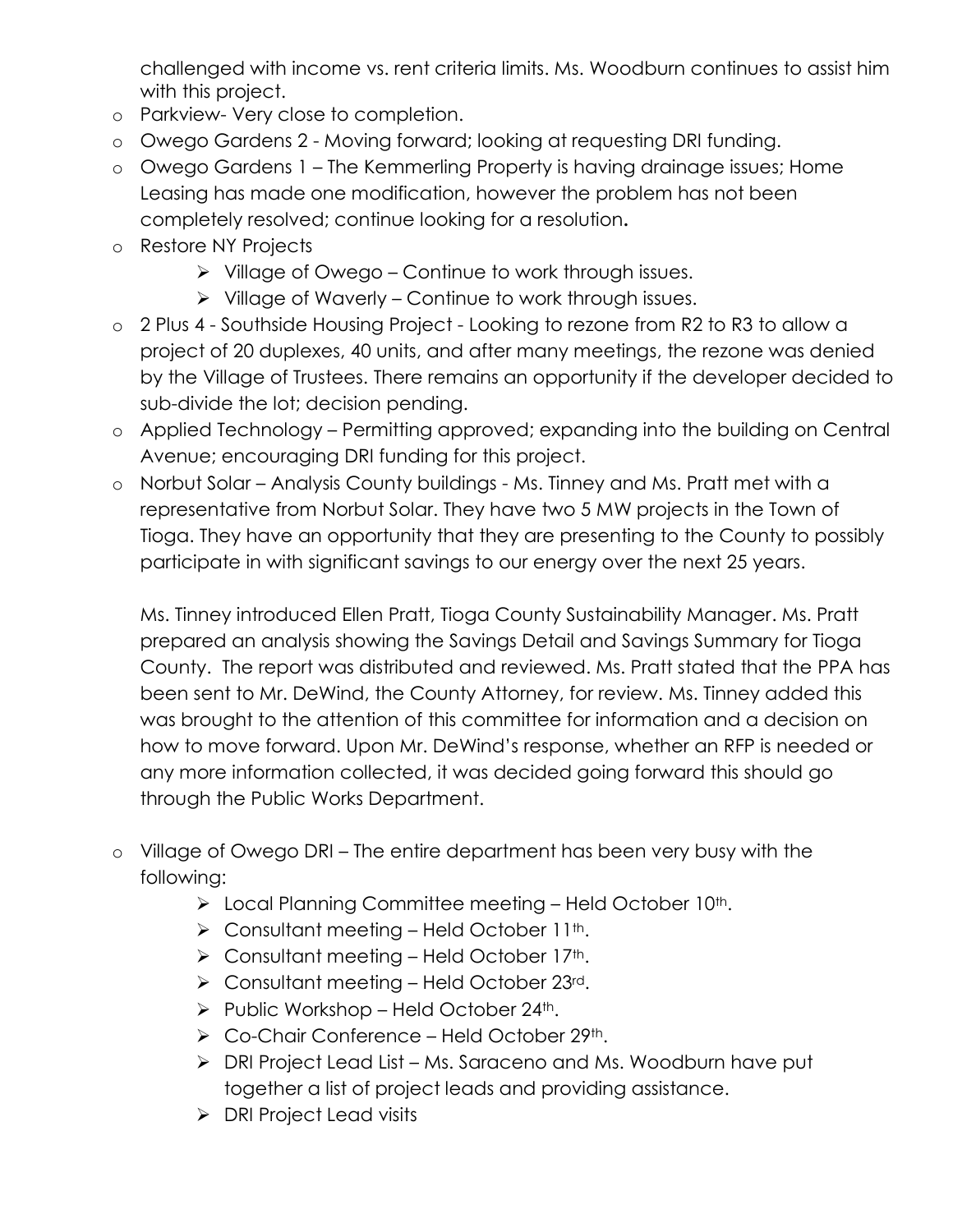challenged with income vs. rent criteria limits. Ms. Woodburn continues to assist him with this project.

- Parkview- Very close to completion.
- Owego Gardens 2 - Moving forward; looking at requesting DRI funding.
- Owego Gardens 1 – The Kemmerling Property is having drainage issues; Home Leasing has made one modification, however the problem has not been completely resolved; continue looking for a resolution**.**
- Restore NY Projects
    - Village of Owego – Continue to work through issues.
    - Village of Waverly – Continue to work through issues.
- 2 Plus 4 - Southside Housing Project - Looking to rezone from R2 to R3 to allow a project of 20 duplexes, 40 units, and after many meetings, the rezone was denied by the Village of Trustees. There remains an opportunity if the developer decided to sub-divide the lot; decision pending.
- Applied Technology – Permitting approved; expanding into the building on Central Avenue; encouraging DRI funding for this project.
- Norbut Solar – Analysis County buildings - Ms. Tinney and Ms. Pratt met with a representative from Norbut Solar. They have two 5 MW projects in the Town of Tioga. They have an opportunity that they are presenting to the County to possibly participate in with significant savings to our energy over the next 25 years.

  Ms. Tinney introduced Ellen Pratt, Tioga County Sustainability Manager. Ms. Pratt prepared an analysis showing the Savings Detail and Savings Summary for Tioga County. The report was distributed and reviewed. Ms. Pratt stated that the PPA has been sent to Mr. DeWind, the County Attorney, for review. Ms. Tinney added this was brought to the attention of this committee for information and a decision on how to move forward. Upon Mr. DeWind's response, whether an RFP is needed or any more information collected, it was decided going forward this should go through the Public Works Department.

- Village of Owego DRI – The entire department has been very busy with the following:
    - Local Planning Committee meeting – Held October 10th.
    - Consultant meeting – Held October 11th.
    - Consultant meeting – Held October 17th.
    - Consultant meeting – Held October 23rd.
    - Public Workshop – Held October 24th.
    - Co-Chair Conference – Held October 29th.
    - DRI Project Lead List – Ms. Saraceno and Ms. Woodburn have put together a list of project leads and providing assistance.
    - DRI Project Lead visits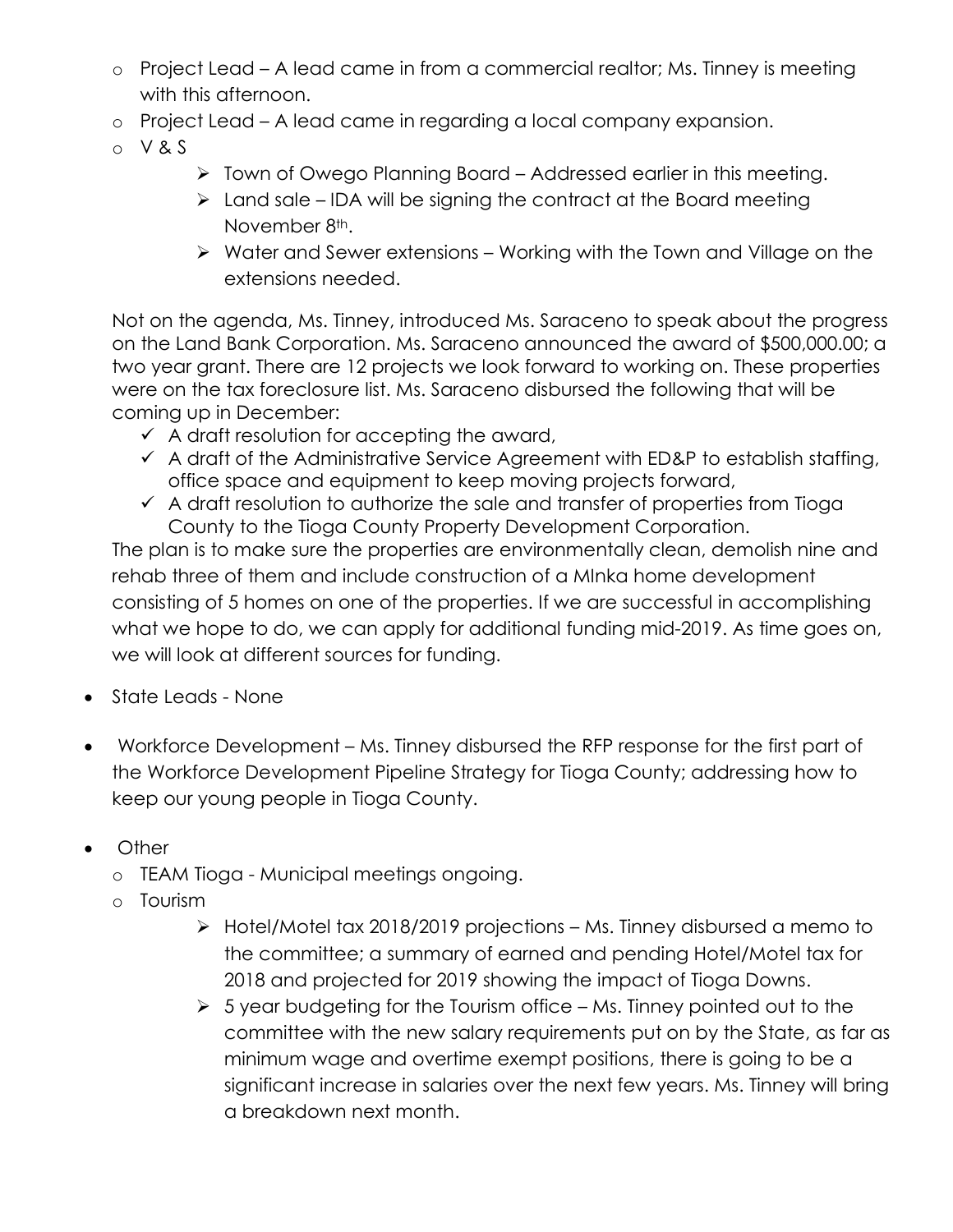- Project Lead – A lead came in from a commercial realtor; Ms. Tinney is meeting with this afternoon.
- Project Lead – A lead came in regarding a local company expansion.
- V & S
  - Town of Owego Planning Board – Addressed earlier in this meeting.
  - Land sale – IDA will be signing the contract at the Board meeting November 8th.
  - Water and Sewer extensions – Working with the Town and Village on the extensions needed.

Not on the agenda, Ms. Tinney, introduced Ms. Saraceno to speak about the progress on the Land Bank Corporation. Ms. Saraceno announced the award of $500,000.00; a two year grant. There are 12 projects we look forward to working on. These properties were on the tax foreclosure list. Ms. Saraceno disbursed the following that will be coming up in December:

- ✓ A draft resolution for accepting the award,
- ✓ A draft of the Administrative Service Agreement with ED&P to establish staffing, office space and equipment to keep moving projects forward,
- ✓ A draft resolution to authorize the sale and transfer of properties from Tioga County to the Tioga County Property Development Corporation.

The plan is to make sure the properties are environmentally clean, demolish nine and rehab three of them and include construction of a MInka home development consisting of 5 homes on one of the properties. If we are successful in accomplishing what we hope to do, we can apply for additional funding mid-2019. As time goes on, we will look at different sources for funding.

- State Leads - None

- Workforce Development – Ms. Tinney disbursed the RFP response for the first part of the Workforce Development Pipeline Strategy for Tioga County; addressing how to keep our young people in Tioga County.

- Other
  - TEAM Tioga - Municipal meetings ongoing.
  - Tourism
    - Hotel/Motel tax 2018/2019 projections – Ms. Tinney disbursed a memo to the committee; a summary of earned and pending Hotel/Motel tax for 2018 and projected for 2019 showing the impact of Tioga Downs.
    - 5 year budgeting for the Tourism office – Ms. Tinney pointed out to the committee with the new salary requirements put on by the State, as far as minimum wage and overtime exempt positions, there is going to be a significant increase in salaries over the next few years. Ms. Tinney will bring a breakdown next month.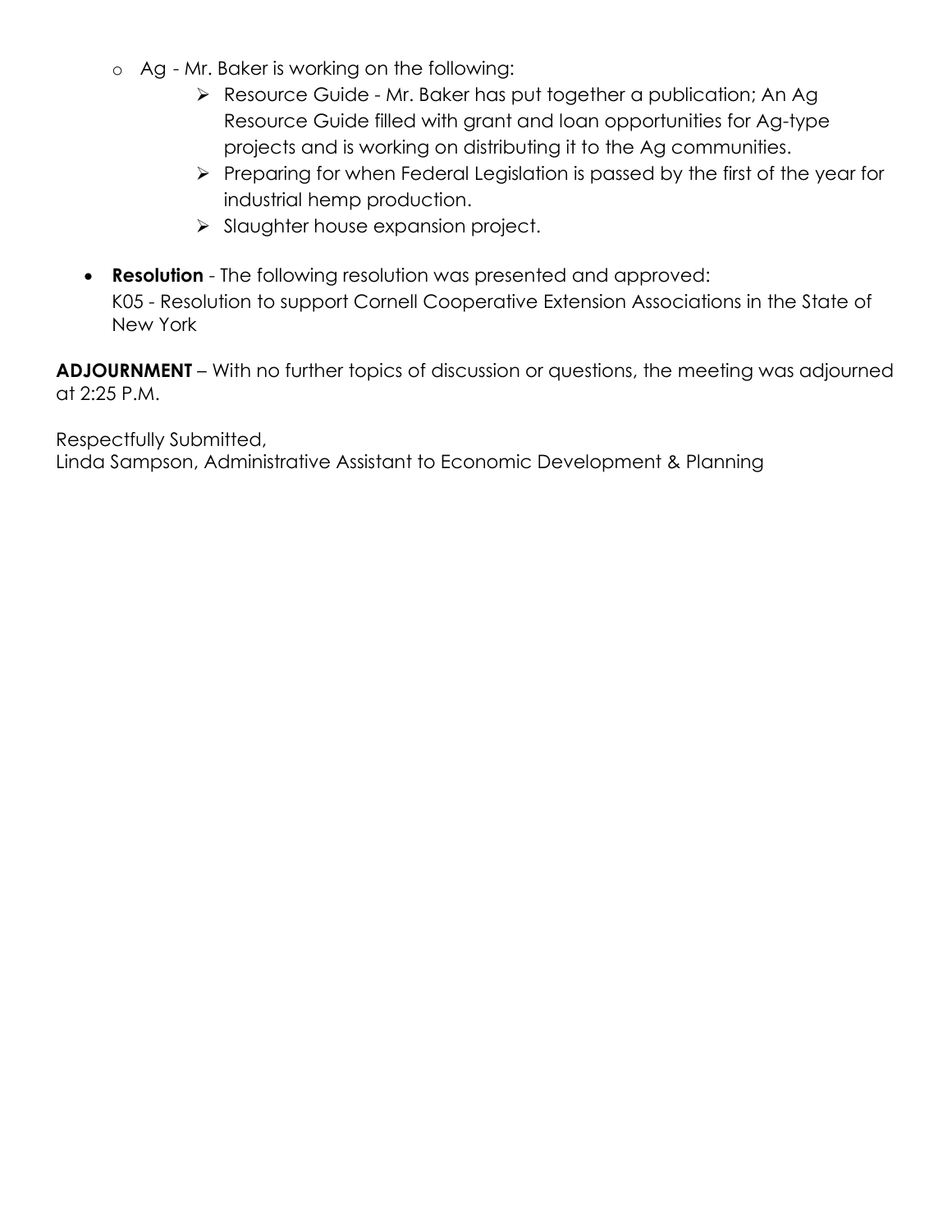- Ag - Mr. Baker is working on the following:
  - Resource Guide - Mr. Baker has put together a publication; An Ag Resource Guide filled with grant and loan opportunities for Ag-type projects and is working on distributing it to the Ag communities.
  - Preparing for when Federal Legislation is passed by the first of the year for industrial hemp production.
  - Slaughter house expansion project.

- **Resolution** - The following resolution was presented and approved:
  K05 - Resolution to support Cornell Cooperative Extension Associations in the State of New York

**ADJOURNMENT** – With no further topics of discussion or questions, the meeting was adjourned at 2:25 P.M.

Respectfully Submitted,
Linda Sampson, Administrative Assistant to Economic Development & Planning